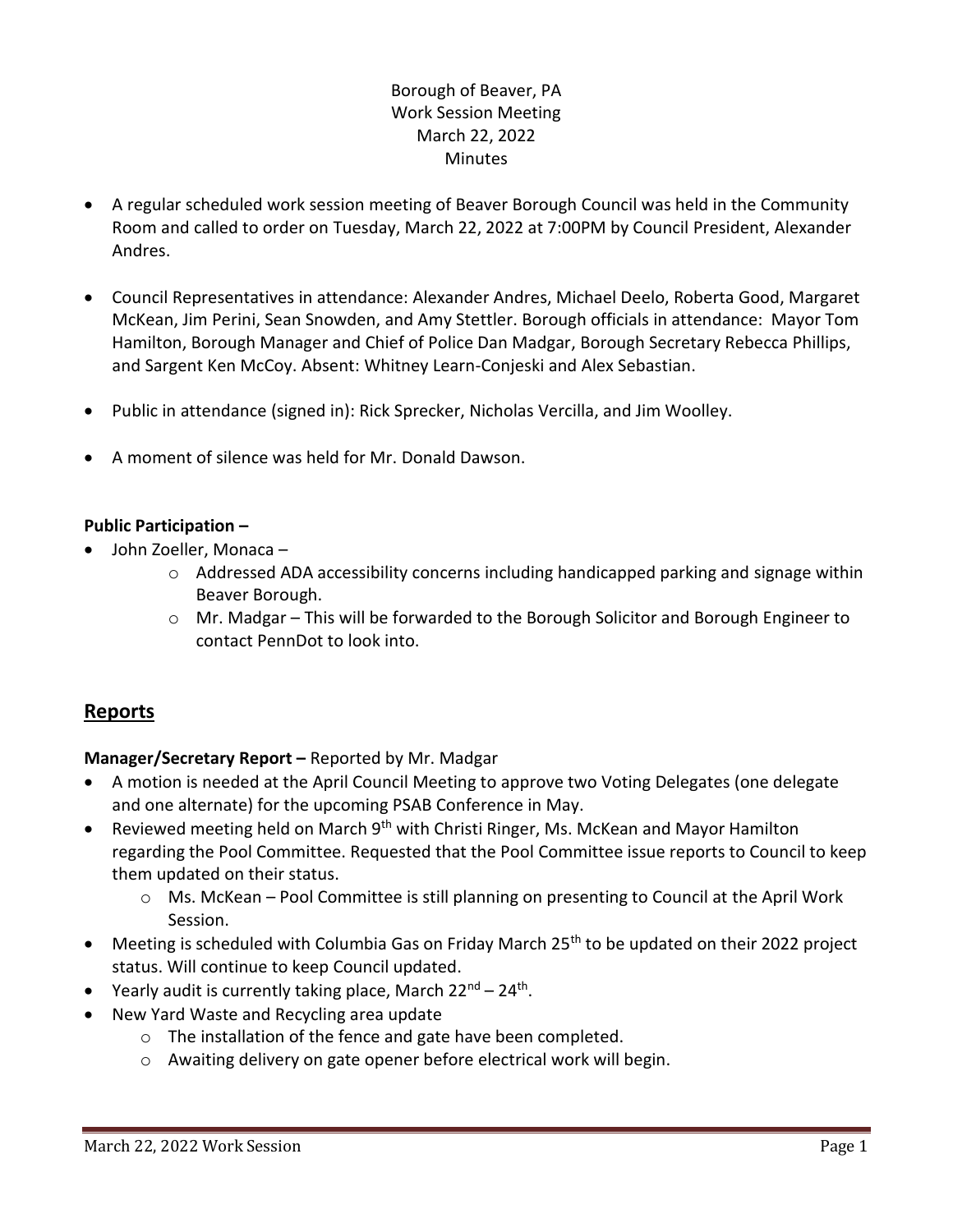Borough of Beaver, PA
Work Session Meeting
March 22, 2022
Minutes

- A regular scheduled work session meeting of Beaver Borough Council was held in the Community Room and called to order on Tuesday, March 22, 2022 at 7:00PM by Council President, Alexander Andres.
- Council Representatives in attendance: Alexander Andres, Michael Deelo, Roberta Good, Margaret McKean, Jim Perini, Sean Snowden, and Amy Stettler. Borough officials in attendance: Mayor Tom Hamilton, Borough Manager and Chief of Police Dan Madgar, Borough Secretary Rebecca Phillips, and Sargent Ken McCoy. Absent: Whitney Learn-Conjeski and Alex Sebastian.
- Public in attendance (signed in): Rick Sprecker, Nicholas Vercilla, and Jim Woolley.
- A moment of silence was held for Mr. Donald Dawson.

**Public Participation –**

- John Zoeller, Monaca –
  - Addressed ADA accessibility concerns including handicapped parking and signage within Beaver Borough.
  - Mr. Madgar – This will be forwarded to the Borough Solicitor and Borough Engineer to contact PennDot to look into.

## Reports

**Manager/Secretary Report –** Reported by Mr. Madgar

- A motion is needed at the April Council Meeting to approve two Voting Delegates (one delegate and one alternate) for the upcoming PSAB Conference in May.
- Reviewed meeting held on March 9th with Christi Ringer, Ms. McKean and Mayor Hamilton regarding the Pool Committee. Requested that the Pool Committee issue reports to Council to keep them updated on their status.
  - Ms. McKean – Pool Committee is still planning on presenting to Council at the April Work Session.
- Meeting is scheduled with Columbia Gas on Friday March 25th to be updated on their 2022 project status. Will continue to keep Council updated.
- Yearly audit is currently taking place, March 22nd – 24th.
- New Yard Waste and Recycling area update
  - The installation of the fence and gate have been completed.
  - Awaiting delivery on gate opener before electrical work will begin.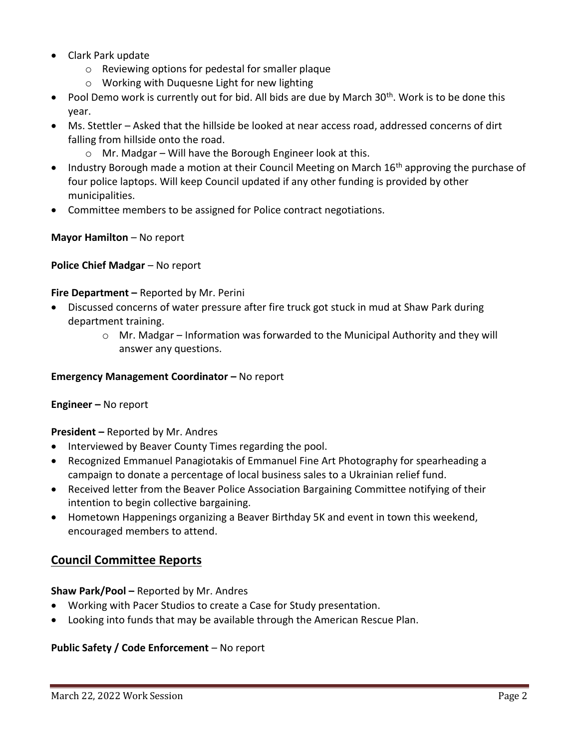- Clark Park update
    - Reviewing options for pedestal for smaller plaque
    - Working with Duquesne Light for new lighting
- Pool Demo work is currently out for bid. All bids are due by March 30th. Work is to be done this year.
- Ms. Stettler – Asked that the hillside be looked at near access road, addressed concerns of dirt falling from hillside onto the road.
    - Mr. Madgar – Will have the Borough Engineer look at this.
- Industry Borough made a motion at their Council Meeting on March 16th approving the purchase of four police laptops. Will keep Council updated if any other funding is provided by other municipalities.
- Committee members to be assigned for Police contract negotiations.

**Mayor Hamilton** – No report

**Police Chief Madgar** – No report

**Fire Department –** Reported by Mr. Perini

- Discussed concerns of water pressure after fire truck got stuck in mud at Shaw Park during department training.
    - Mr. Madgar – Information was forwarded to the Municipal Authority and they will answer any questions.

**Emergency Management Coordinator –** No report

**Engineer –** No report

**President –** Reported by Mr. Andres

- Interviewed by Beaver County Times regarding the pool.
- Recognized Emmanuel Panagiotakis of Emmanuel Fine Art Photography for spearheading a campaign to donate a percentage of local business sales to a Ukrainian relief fund.
- Received letter from the Beaver Police Association Bargaining Committee notifying of their intention to begin collective bargaining.
- Hometown Happenings organizing a Beaver Birthday 5K and event in town this weekend, encouraged members to attend.

## Council Committee Reports

**Shaw Park/Pool –** Reported by Mr. Andres

- Working with Pacer Studios to create a Case for Study presentation.
- Looking into funds that may be available through the American Rescue Plan.

**Public Safety / Code Enforcement** – No report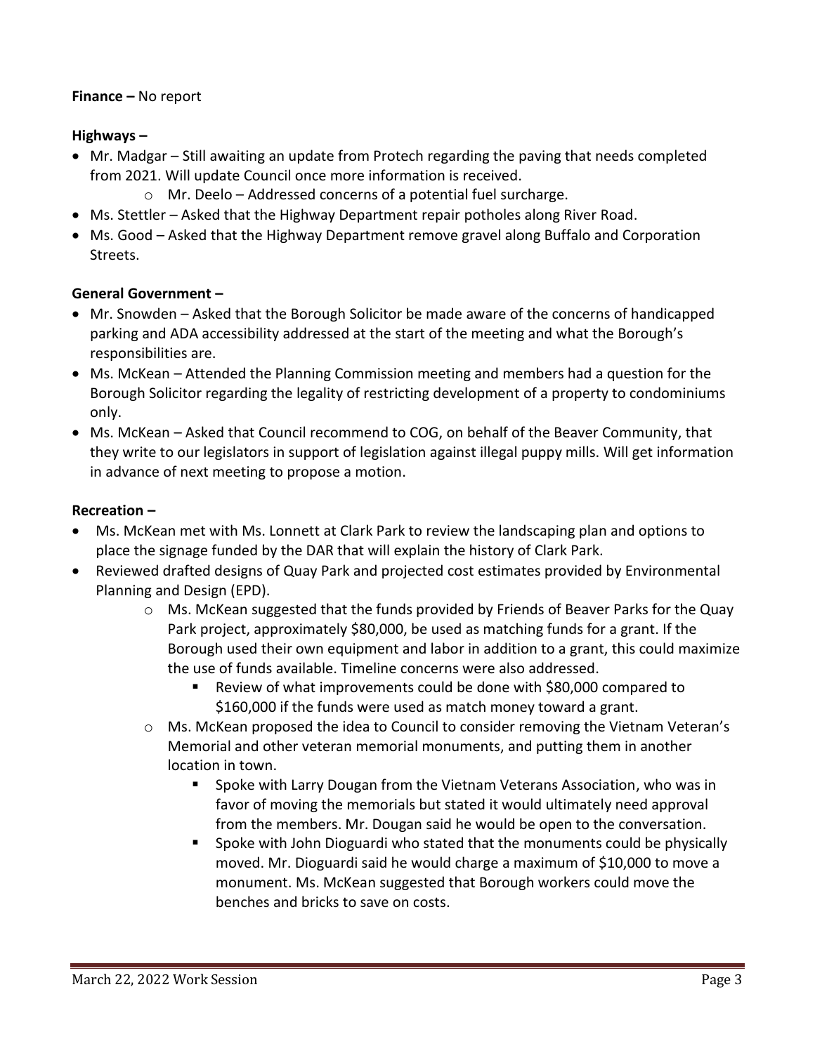**Finance –** No report

**Highways –**

- Mr. Madgar – Still awaiting an update from Protech regarding the paving that needs completed from 2021. Will update Council once more information is received.
    - Mr. Deelo – Addressed concerns of a potential fuel surcharge.
- Ms. Stettler – Asked that the Highway Department repair potholes along River Road.
- Ms. Good – Asked that the Highway Department remove gravel along Buffalo and Corporation Streets.

**General Government –**

- Mr. Snowden – Asked that the Borough Solicitor be made aware of the concerns of handicapped parking and ADA accessibility addressed at the start of the meeting and what the Borough's responsibilities are.
- Ms. McKean – Attended the Planning Commission meeting and members had a question for the Borough Solicitor regarding the legality of restricting development of a property to condominiums only.
- Ms. McKean – Asked that Council recommend to COG, on behalf of the Beaver Community, that they write to our legislators in support of legislation against illegal puppy mills. Will get information in advance of next meeting to propose a motion.

**Recreation –**

- Ms. McKean met with Ms. Lonnett at Clark Park to review the landscaping plan and options to place the signage funded by the DAR that will explain the history of Clark Park.
- Reviewed drafted designs of Quay Park and projected cost estimates provided by Environmental Planning and Design (EPD).
    - Ms. McKean suggested that the funds provided by Friends of Beaver Parks for the Quay Park project, approximately $80,000, be used as matching funds for a grant. If the Borough used their own equipment and labor in addition to a grant, this could maximize the use of funds available. Timeline concerns were also addressed.
        - Review of what improvements could be done with $80,000 compared to $160,000 if the funds were used as match money toward a grant.
    - Ms. McKean proposed the idea to Council to consider removing the Vietnam Veteran's Memorial and other veteran memorial monuments, and putting them in another location in town.
        - Spoke with Larry Dougan from the Vietnam Veterans Association, who was in favor of moving the memorials but stated it would ultimately need approval from the members. Mr. Dougan said he would be open to the conversation.
        - Spoke with John Dioguardi who stated that the monuments could be physically moved. Mr. Dioguardi said he would charge a maximum of $10,000 to move a monument. Ms. McKean suggested that Borough workers could move the benches and bricks to save on costs.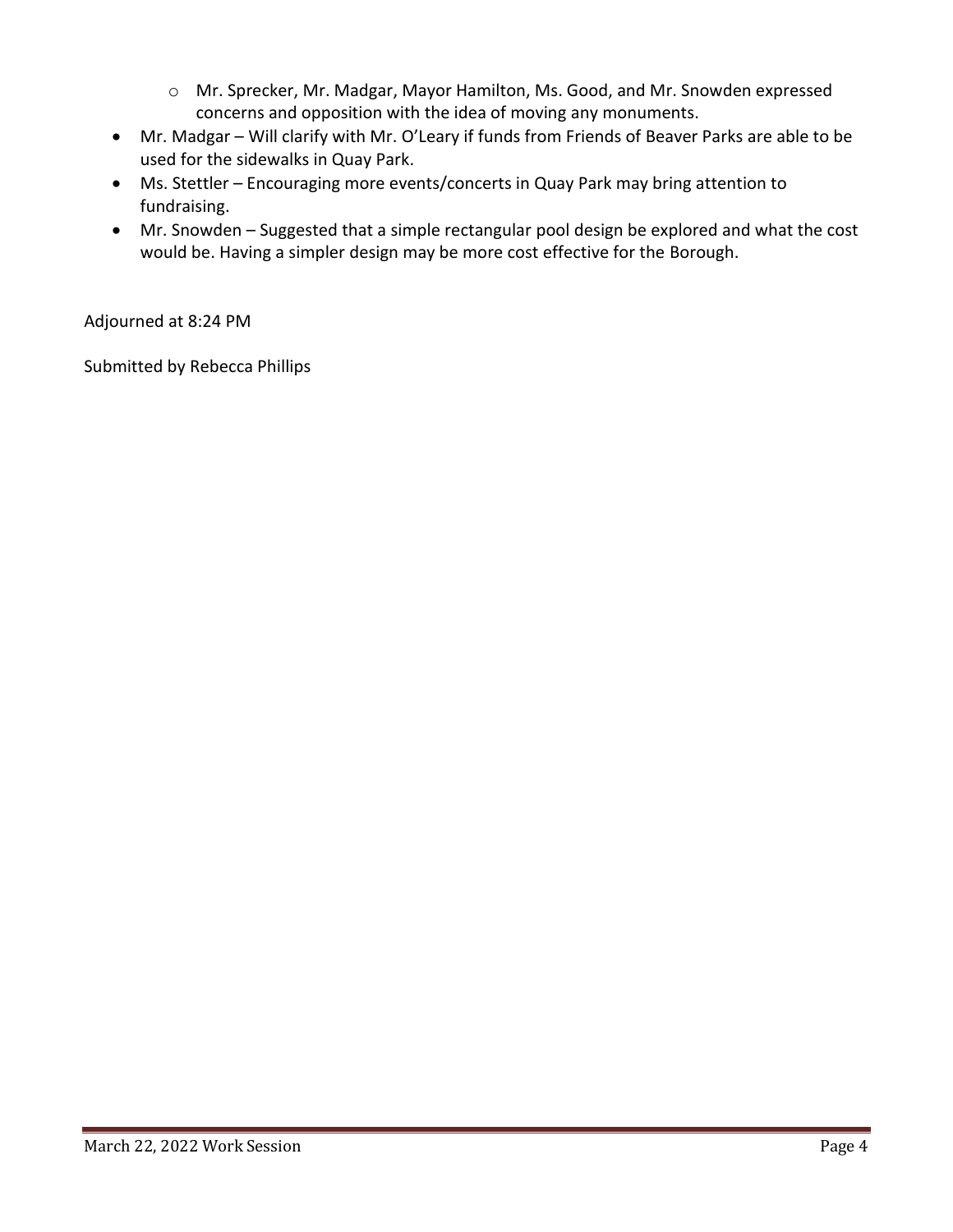- Mr. Sprecker, Mr. Madgar, Mayor Hamilton, Ms. Good, and Mr. Snowden expressed concerns and opposition with the idea of moving any monuments.
- Mr. Madgar – Will clarify with Mr. O'Leary if funds from Friends of Beaver Parks are able to be used for the sidewalks in Quay Park.
- Ms. Stettler – Encouraging more events/concerts in Quay Park may bring attention to fundraising.
- Mr. Snowden – Suggested that a simple rectangular pool design be explored and what the cost would be. Having a simpler design may be more cost effective for the Borough.

Adjourned at 8:24 PM

Submitted by Rebecca Phillips